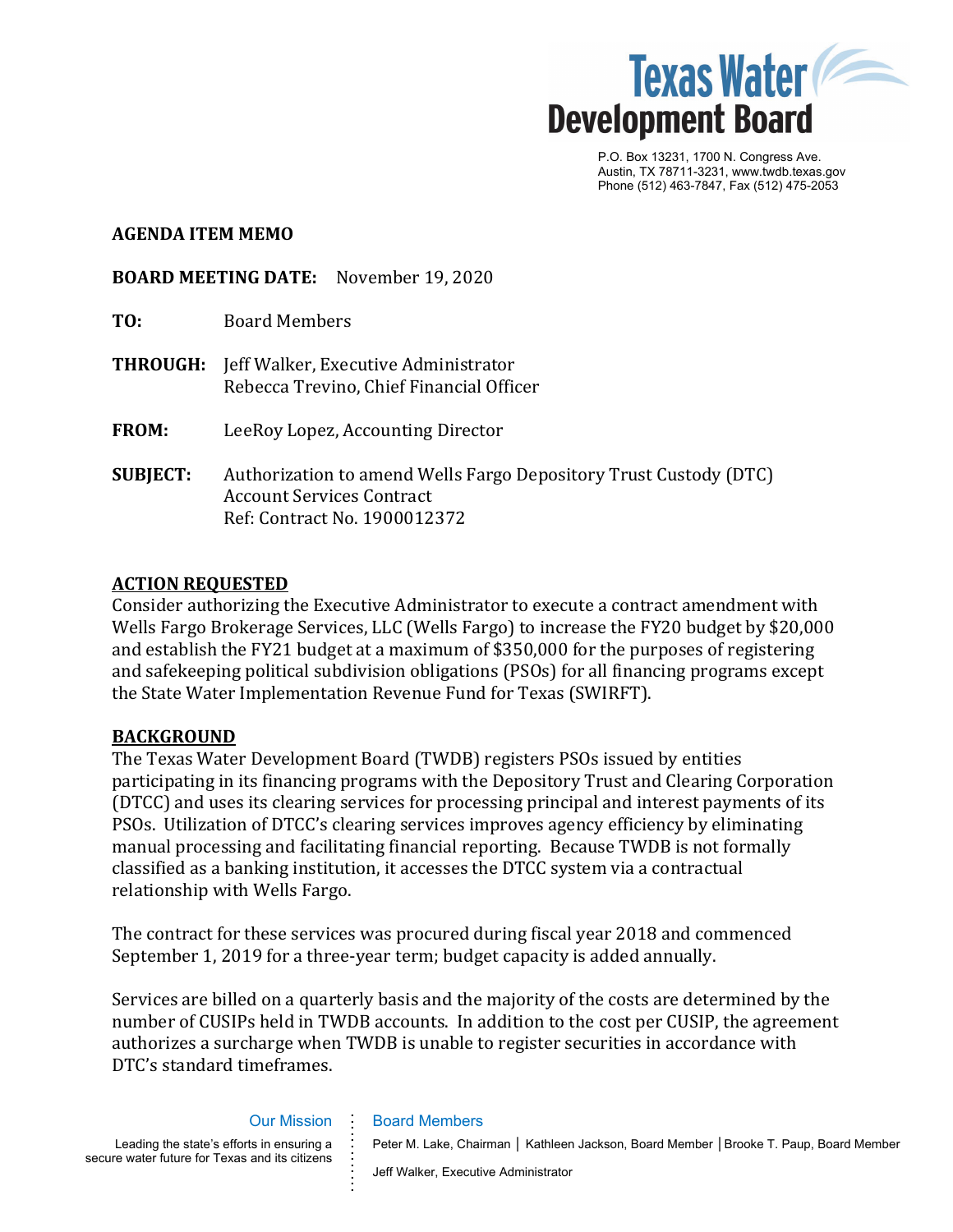P.O. Box 13231, 1700 N. Congress Ave.
Austin, TX 78711-3231, www.twdb.texas.gov
Phone (512) 463-7847, Fax (512) 475-2053

**AGENDA ITEM MEMO**

**BOARD MEETING DATE:** November 19, 2020

**TO:** Board Members

**THROUGH:** Jeff Walker, Executive Administrator
Rebecca Trevino, Chief Financial Officer

**FROM:** LeeRoy Lopez, Accounting Director

**SUBJECT:** Authorization to amend Wells Fargo Depository Trust Custody (DTC) Account Services Contract
Ref: Contract No. 1900012372

## ACTION REQUESTED

Consider authorizing the Executive Administrator to execute a contract amendment with Wells Fargo Brokerage Services, LLC (Wells Fargo) to increase the FY20 budget by $20,000 and establish the FY21 budget at a maximum of $350,000 for the purposes of registering and safekeeping political subdivision obligations (PSOs) for all financing programs except the State Water Implementation Revenue Fund for Texas (SWIRFT).

## BACKGROUND

The Texas Water Development Board (TWDB) registers PSOs issued by entities participating in its financing programs with the Depository Trust and Clearing Corporation (DTCC) and uses its clearing services for processing principal and interest payments of its PSOs. Utilization of DTCC's clearing services improves agency efficiency by eliminating manual processing and facilitating financial reporting. Because TWDB is not formally classified as a banking institution, it accesses the DTCC system via a contractual relationship with Wells Fargo.

The contract for these services was procured during fiscal year 2018 and commenced September 1, 2019 for a three-year term; budget capacity is added annually.

Services are billed on a quarterly basis and the majority of the costs are determined by the number of CUSIPs held in TWDB accounts. In addition to the cost per CUSIP, the agreement authorizes a surcharge when TWDB is unable to register securities in accordance with DTC's standard timeframes.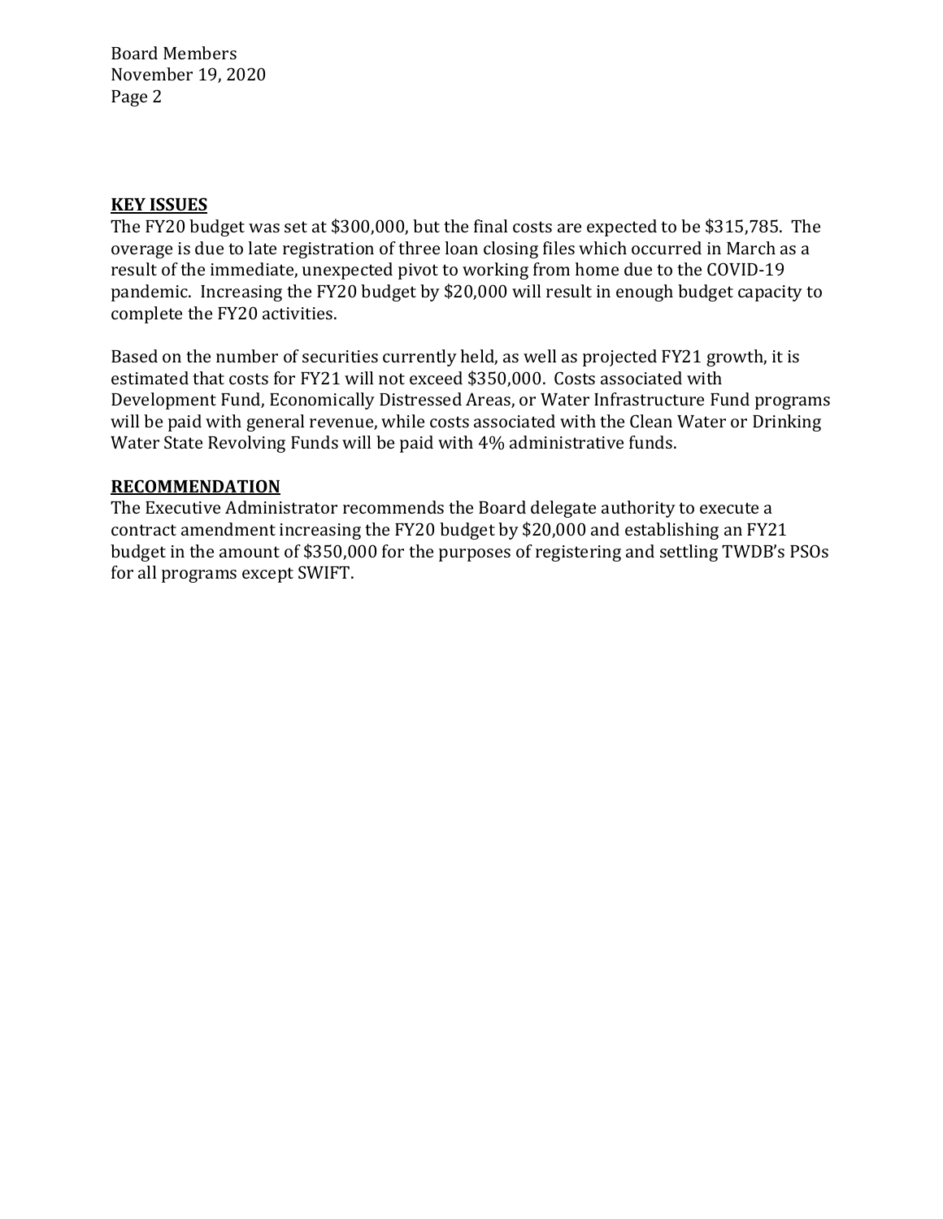**KEY ISSUES**

The FY20 budget was set at $300,000, but the final costs are expected to be $315,785. The overage is due to late registration of three loan closing files which occurred in March as a result of the immediate, unexpected pivot to working from home due to the COVID-19 pandemic. Increasing the FY20 budget by $20,000 will result in enough budget capacity to complete the FY20 activities.

Based on the number of securities currently held, as well as projected FY21 growth, it is estimated that costs for FY21 will not exceed $350,000. Costs associated with Development Fund, Economically Distressed Areas, or Water Infrastructure Fund programs will be paid with general revenue, while costs associated with the Clean Water or Drinking Water State Revolving Funds will be paid with 4% administrative funds.

**RECOMMENDATION**

The Executive Administrator recommends the Board delegate authority to execute a contract amendment increasing the FY20 budget by $20,000 and establishing an FY21 budget in the amount of $350,000 for the purposes of registering and settling TWDB's PSOs for all programs except SWIFT.